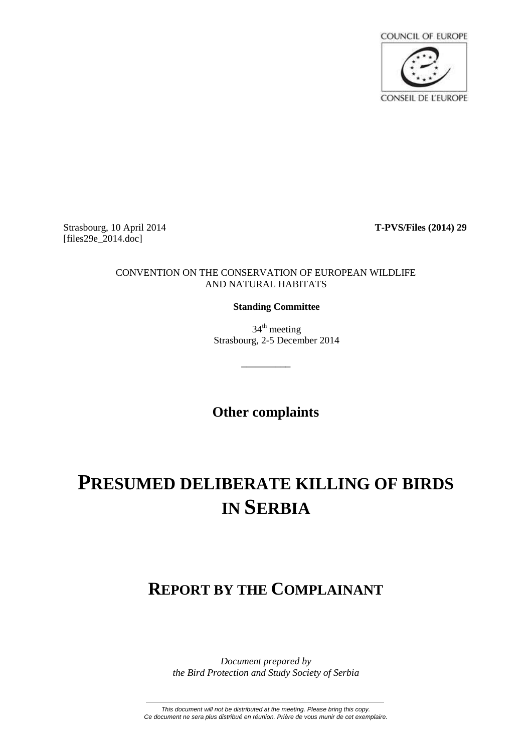COUNCIL OF EUROPE

CONSEIL DE L'EUROPE

Strasbourg, 10 April 2014
[files29e_2014.doc]

**T-PVS/Files (2014) 29**

CONVENTION ON THE CONSERVATION OF EUROPEAN WILDLIFE AND NATURAL HABITATS

**Standing Committee**

34th meeting
Strasbourg, 2-5 December 2014

---

## Other complaints

# PRESUMED DELIBERATE KILLING OF BIRDS IN SERBIA

## REPORT BY THE COMPLAINANT

*Document prepared by*
*the Bird Protection and Study Society of Serbia*

---

*This document will not be distributed at the meeting. Please bring this copy.*
*Ce document ne sera plus distribué en réunion. Prière de vous munir de cet exemplaire.*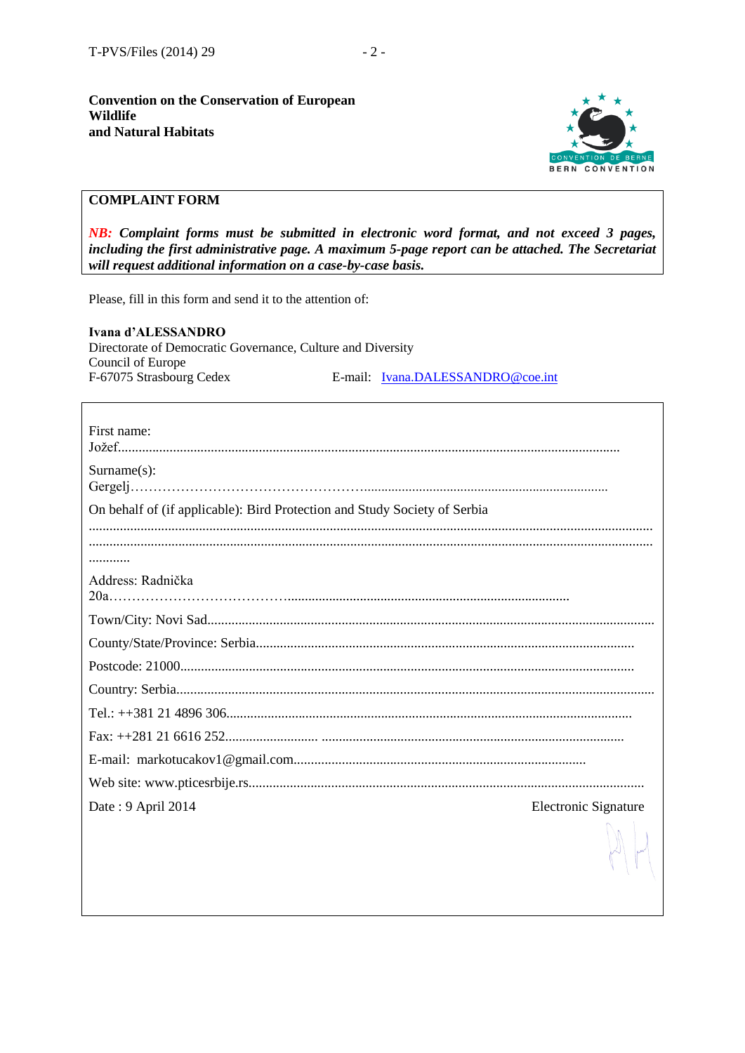**Convention on the Conservation of European Wildlife and Natural Habitats**

CONVENTION DE BERNE
BERN CONVENTION

## COMPLAINT FORM

***NB:* Complaint forms must be submitted in electronic word format, and not exceed 3 pages, including the first administrative page. A maximum 5-page report can be attached. The Secretariat will request additional information on a case-by-case basis.**

Please, fill in this form and send it to the attention of:

**Ivana d'ALESSANDRO**
Directorate of Democratic Governance, Culture and Diversity
Council of Europe
F-67075 Strasbourg Cedex E-mail: Ivana.DALESSANDRO@coe.int

First name: Jožef

Surname(s): Gergelj

On behalf of (if applicable): Bird Protection and Study Society of Serbia

Address: Radnička 20a

Town/City: Novi Sad

County/State/Province: Serbia

Postcode: 21000

Country: Serbia

Tel.: ++381 21 4896 306

Fax: ++281 21 6616 252

E-mail: markotucakov1@gmail.com

Web site: www.pticesrbije.rs

Date : 9 April 2014 Electronic Signature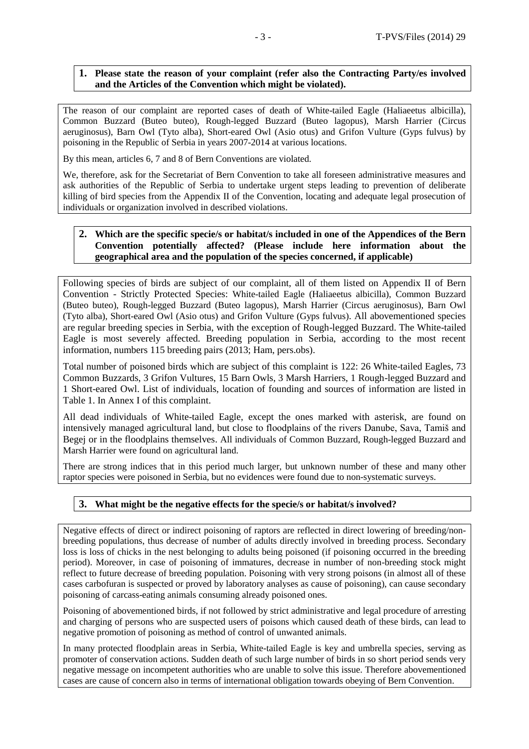**1. Please state the reason of your complaint (refer also the Contracting Party/es involved and the Articles of the Convention which might be violated).**

The reason of our complaint are reported cases of death of White-tailed Eagle (Haliaeetus albicilla), Common Buzzard (Buteo buteo), Rough-legged Buzzard (Buteo lagopus), Marsh Harrier (Circus aeruginosus), Barn Owl (Tyto alba), Short-eared Owl (Asio otus) and Grifon Vulture (Gyps fulvus) by poisoning in the Republic of Serbia in years 2007-2014 at various locations.

By this mean, articles 6, 7 and 8 of Bern Conventions are violated.

We, therefore, ask for the Secretariat of Bern Convention to take all foreseen administrative measures and ask authorities of the Republic of Serbia to undertake urgent steps leading to prevention of deliberate killing of bird species from the Appendix II of the Convention, locating and adequate legal prosecution of individuals or organization involved in described violations.

**2. Which are the specific specie/s or habitat/s included in one of the Appendices of the Bern Convention potentially affected? (Please include here information about the geographical area and the population of the species concerned, if applicable)**

Following species of birds are subject of our complaint, all of them listed on Appendix II of Bern Convention - Strictly Protected Species: White-tailed Eagle (Haliaeetus albicilla), Common Buzzard (Buteo buteo), Rough-legged Buzzard (Buteo lagopus), Marsh Harrier (Circus aeruginosus), Barn Owl (Tyto alba), Short-eared Owl (Asio otus) and Grifon Vulture (Gyps fulvus). All abovementioned species are regular breeding species in Serbia, with the exception of Rough-legged Buzzard. The White-tailed Eagle is most severely affected. Breeding population in Serbia, according to the most recent information, numbers 115 breeding pairs (2013; Ham, pers.obs).

Total number of poisoned birds which are subject of this complaint is 122: 26 White-tailed Eagles, 73 Common Buzzards, 3 Grifon Vultures, 15 Barn Owls, 3 Marsh Harriers, 1 Rough-legged Buzzard and 1 Short-eared Owl. List of individuals, location of founding and sources of information are listed in Table 1. In Annex I of this complaint.

All dead individuals of White-tailed Eagle, except the ones marked with asterisk, are found on intensively managed agricultural land, but close to floodplains of the rivers Danube, Sava, Tamiš and Begej or in the floodplains themselves. All individuals of Common Buzzard, Rough-legged Buzzard and Marsh Harrier were found on agricultural land.

There are strong indices that in this period much larger, but unknown number of these and many other raptor species were poisoned in Serbia, but no evidences were found due to non-systematic surveys.

**3. What might be the negative effects for the specie/s or habitat/s involved?**

Negative effects of direct or indirect poisoning of raptors are reflected in direct lowering of breeding/non-breeding populations, thus decrease of number of adults directly involved in breeding process. Secondary loss is loss of chicks in the nest belonging to adults being poisoned (if poisoning occurred in the breeding period). Moreover, in case of poisoning of immatures, decrease in number of non-breeding stock might reflect to future decrease of breeding population. Poisoning with very strong poisons (in almost all of these cases carbofuran is suspected or proved by laboratory analyses as cause of poisoning), can cause secondary poisoning of carcass-eating animals consuming already poisoned ones.

Poisoning of abovementioned birds, if not followed by strict administrative and legal procedure of arresting and charging of persons who are suspected users of poisons which caused death of these birds, can lead to negative promotion of poisoning as method of control of unwanted animals.

In many protected floodplain areas in Serbia, White-tailed Eagle is key and umbrella species, serving as promoter of conservation actions. Sudden death of such large number of birds in so short period sends very negative message on incompetent authorities who are unable to solve this issue. Therefore abovementioned cases are cause of concern also in terms of international obligation towards obeying of Bern Convention.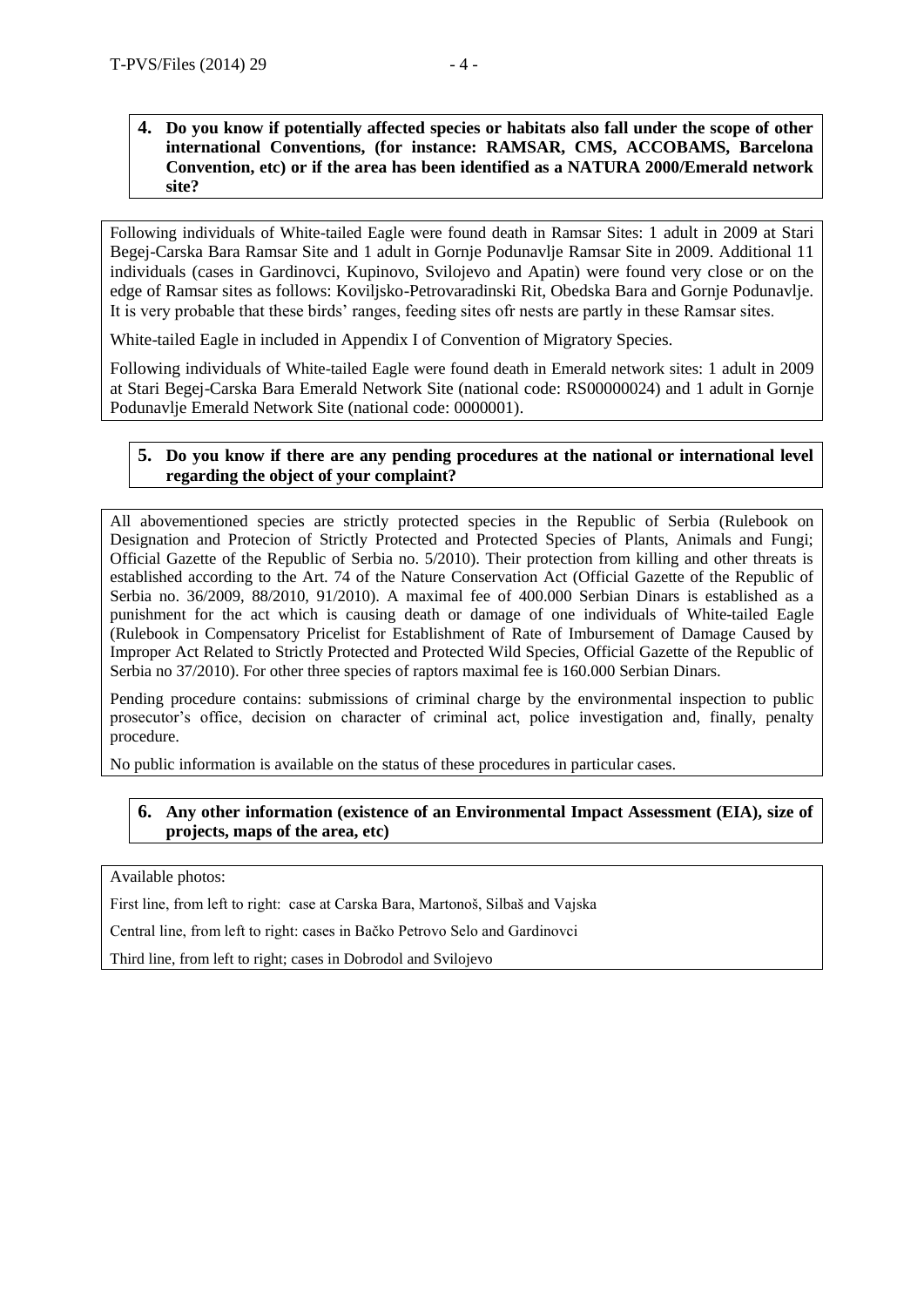**4. Do you know if potentially affected species or habitats also fall under the scope of other international Conventions, (for instance: RAMSAR, CMS, ACCOBAMS, Barcelona Convention, etc) or if the area has been identified as a NATURA 2000/Emerald network site?**

Following individuals of White-tailed Eagle were found death in Ramsar Sites: 1 adult in 2009 at Stari Begej-Carska Bara Ramsar Site and 1 adult in Gornje Podunavlje Ramsar Site in 2009. Additional 11 individuals (cases in Gardinovci, Kupinovo, Svilojevo and Apatin) were found very close or on the edge of Ramsar sites as follows: Koviljsko-Petrovaradinski Rit, Obedska Bara and Gornje Podunavlje. It is very probable that these birds' ranges, feeding sites ofr nests are partly in these Ramsar sites.

White-tailed Eagle in included in Appendix I of Convention of Migratory Species.

Following individuals of White-tailed Eagle were found death in Emerald network sites: 1 adult in 2009 at Stari Begej-Carska Bara Emerald Network Site (national code: RS00000024) and 1 adult in Gornje Podunavlje Emerald Network Site (national code: 0000001).

**5. Do you know if there are any pending procedures at the national or international level regarding the object of your complaint?**

All abovementioned species are strictly protected species in the Republic of Serbia (Rulebook on Designation and Protecion of Strictly Protected and Protected Species of Plants, Animals and Fungi; Official Gazette of the Republic of Serbia no. 5/2010). Their protection from killing and other threats is established according to the Art. 74 of the Nature Conservation Act (Official Gazette of the Republic of Serbia no. 36/2009, 88/2010, 91/2010). A maximal fee of 400.000 Serbian Dinars is established as a punishment for the act which is causing death or damage of one individuals of White-tailed Eagle (Rulebook in Compensatory Pricelist for Establishment of Rate of Imbursement of Damage Caused by Improper Act Related to Strictly Protected and Protected Wild Species, Official Gazette of the Republic of Serbia no 37/2010). For other three species of raptors maximal fee is 160.000 Serbian Dinars.

Pending procedure contains: submissions of criminal charge by the environmental inspection to public prosecutor's office, decision on character of criminal act, police investigation and, finally, penalty procedure.

No public information is available on the status of these procedures in particular cases.

**6. Any other information (existence of an Environmental Impact Assessment (EIA), size of projects, maps of the area, etc)**

Available photos:

First line, from left to right: case at Carska Bara, Martonoš, Silbaš and Vajska

Central line, from left to right: cases in Bačko Petrovo Selo and Gardinovci

Third line, from left to right; cases in Dobrodol and Svilojevo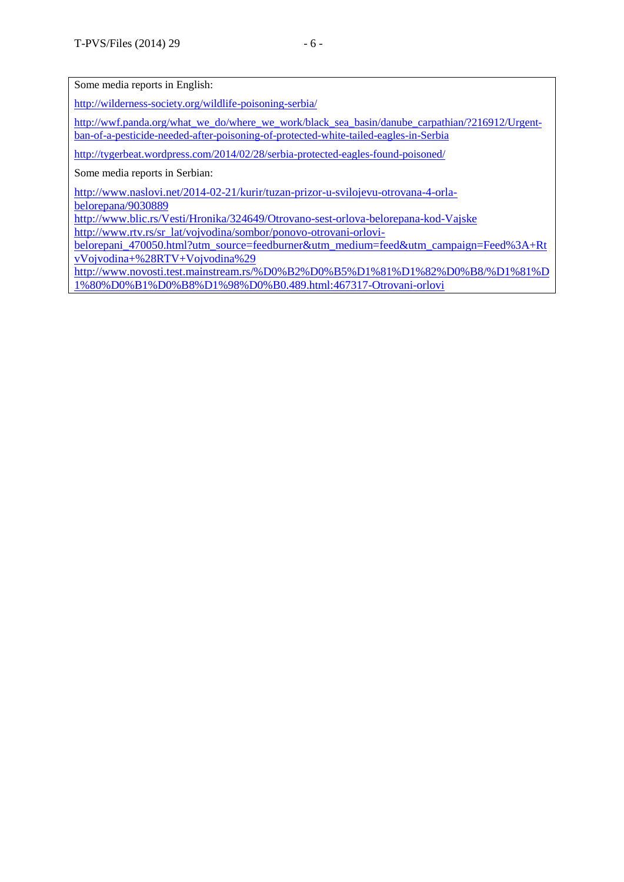Some media reports in English:

http://wilderness-society.org/wildlife-poisoning-serbia/

http://wwf.panda.org/what_we_do/where_we_work/black_sea_basin/danube_carpathian/?216912/Urgent-ban-of-a-pesticide-needed-after-poisoning-of-protected-white-tailed-eagles-in-Serbia

http://tygerbeat.wordpress.com/2014/02/28/serbia-protected-eagles-found-poisoned/

Some media reports in Serbian:

http://www.naslovi.net/2014-02-21/kurir/tuzan-prizor-u-svilojevu-otrovana-4-orla-belorepana/9030889
http://www.blic.rs/Vesti/Hronika/324649/Otrovano-sest-orlova-belorepana-kod-Vajske
http://www.rtv.rs/sr_lat/vojvodina/sombor/ponovo-otrovani-orlovi-belorepani_470050.html?utm_source=feedburner&utm_medium=feed&utm_campaign=Feed%3A+RtvVojvodina+%28RTV+Vojvodina%29
http://www.novosti.test.mainstream.rs/%D0%B2%D0%B5%D1%81%D1%82%D0%B8/%D1%81%D1%80%D0%B1%D0%B8%D1%98%D0%B0.489.html:467317-Otrovani-orlovi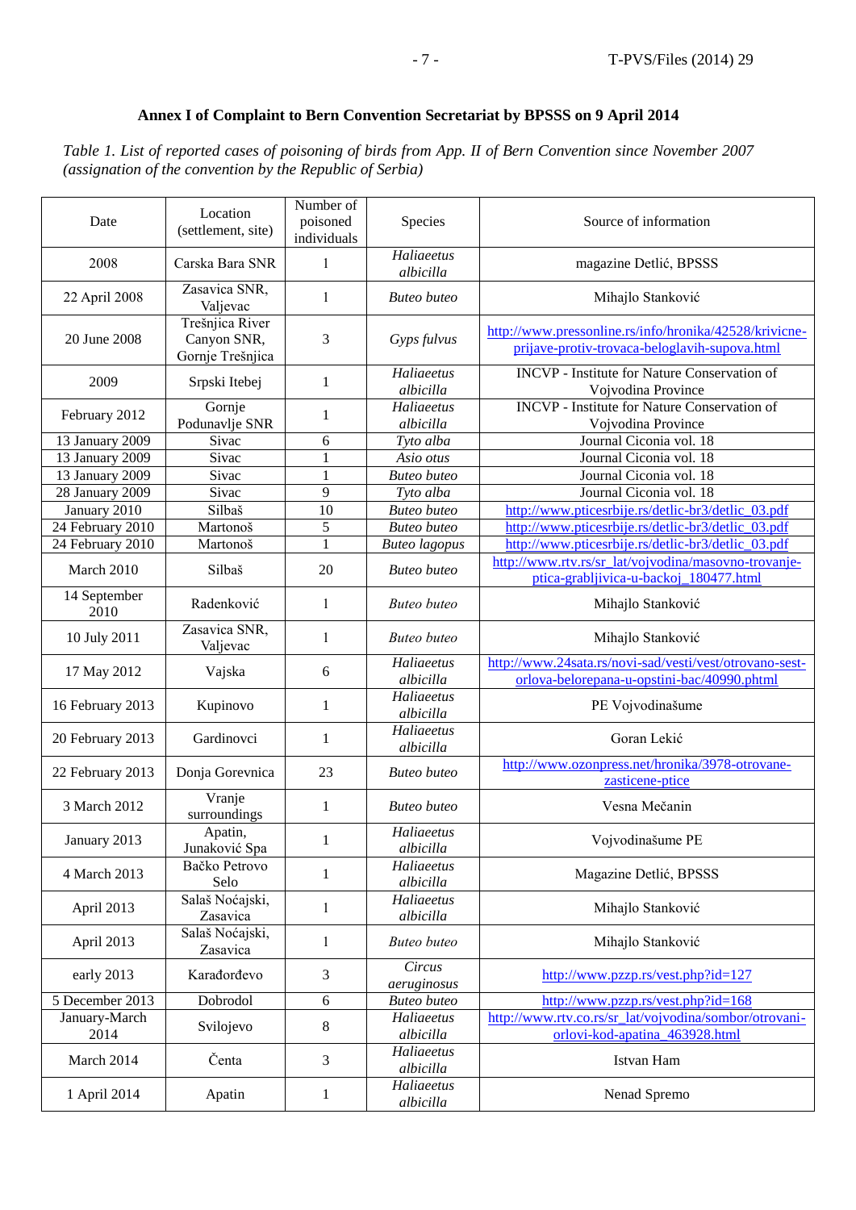**Annex I of Complaint to Bern Convention Secretariat by BPSSS on 9 April 2014**

*Table 1. List of reported cases of poisoning of birds from App. II of Bern Convention since November 2007 (assignation of the convention by the Republic of Serbia)*

| Date | Location (settlement, site) | Number of poisoned individuals | Species | Source of information |
|---|---|---|---|---|
| 2008 | Carska Bara SNR | 1 | *Haliaeetus albicilla* | magazine Detlić, BPSSS |
| 22 April 2008 | Zasavica SNR, Valjevac | 1 | *Buteo buteo* | Mihajlo Stanković |
| 20 June 2008 | Trešnjica River Canyon SNR, Gornje Trešnjica | 3 | *Gyps fulvus* | http://www.pressonline.rs/info/hronika/42528/krivicne-prijave-protiv-trovaca-beloglavih-supova.html |
| 2009 | Srpski Itebej | 1 | *Haliaeetus albicilla* | INCVP - Institute for Nature Conservation of Vojvodina Province |
| February 2012 | Gornje Podunavlje SNR | 1 | *Haliaeetus albicilla* | INCVP - Institute for Nature Conservation of Vojvodina Province |
| 13 January 2009 | Sivac | 6 | *Tyto alba* | Journal Ciconia vol. 18 |
| 13 January 2009 | Sivac | 1 | *Asio otus* | Journal Ciconia vol. 18 |
| 13 January 2009 | Sivac | 1 | *Buteo buteo* | Journal Ciconia vol. 18 |
| 28 January 2009 | Sivac | 9 | *Tyto alba* | Journal Ciconia vol. 18 |
| January 2010 | Silbaš | 10 | *Buteo buteo* | http://www.pticesrbije.rs/detlic-br3/detlic_03.pdf |
| 24 February 2010 | Martonoš | 5 | *Buteo buteo* | http://www.pticesrbije.rs/detlic-br3/detlic_03.pdf |
| 24 February 2010 | Martonoš | 1 | *Buteo lagopus* | http://www.pticesrbije.rs/detlic-br3/detlic_03.pdf |
| March 2010 | Silbaš | 20 | *Buteo buteo* | http://www.rtv.rs/sr_lat/vojvodina/masovno-trovanje-ptica-grabljivica-u-backoj_180477.html |
| 14 September 2010 | Radenković | 1 | *Buteo buteo* | Mihajlo Stanković |
| 10 July 2011 | Zasavica SNR, Valjevac | 1 | *Buteo buteo* | Mihajlo Stanković |
| 17 May 2012 | Vajska | 6 | *Haliaeetus albicilla* | http://www.24sata.rs/novi-sad/vesti/vest/otrovano-sest-orlova-belorepana-u-opstini-bac/40990.phtml |
| 16 February 2013 | Kupinovo | 1 | *Haliaeetus albicilla* | PE Vojvodinašume |
| 20 February 2013 | Gardinovci | 1 | *Haliaeetus albicilla* | Goran Lekić |
| 22 February 2013 | Donja Gorevnica | 23 | *Buteo buteo* | http://www.ozonpress.net/hronika/3978-otrovane-zasticene-ptice |
| 3 March 2012 | Vranje surroundings | 1 | *Buteo buteo* | Vesna Mečanin |
| January 2013 | Apatin, Junaković Spa | 1 | *Haliaeetus albicilla* | Vojvodinašume PE |
| 4 March 2013 | Bačko Petrovo Selo | 1 | *Haliaeetus albicilla* | Magazine Detlić, BPSSS |
| April 2013 | Salaš Noćajski, Zasavica | 1 | *Haliaeetus albicilla* | Mihajlo Stanković |
| April 2013 | Salaš Noćajski, Zasavica | 1 | *Buteo buteo* | Mihajlo Stanković |
| early 2013 | Karađorđevo | 3 | *Circus aeruginosus* | http://www.pzzp.rs/vest.php?id=127 |
| 5 December 2013 | Dobrodol | 6 | *Buteo buteo* | http://www.pzzp.rs/vest.php?id=168 |
| January-March 2014 | Svilojevo | 8 | *Haliaeetus albicilla* | http://www.rtv.co.rs/sr_lat/vojvodina/sombor/otrovani-orlovi-kod-apatina_463928.html |
| March 2014 | Čenta | 3 | *Haliaeetus albicilla* | Istvan Ham |
| 1 April 2014 | Apatin | 1 | *Haliaeetus albicilla* | Nenad Spremo |